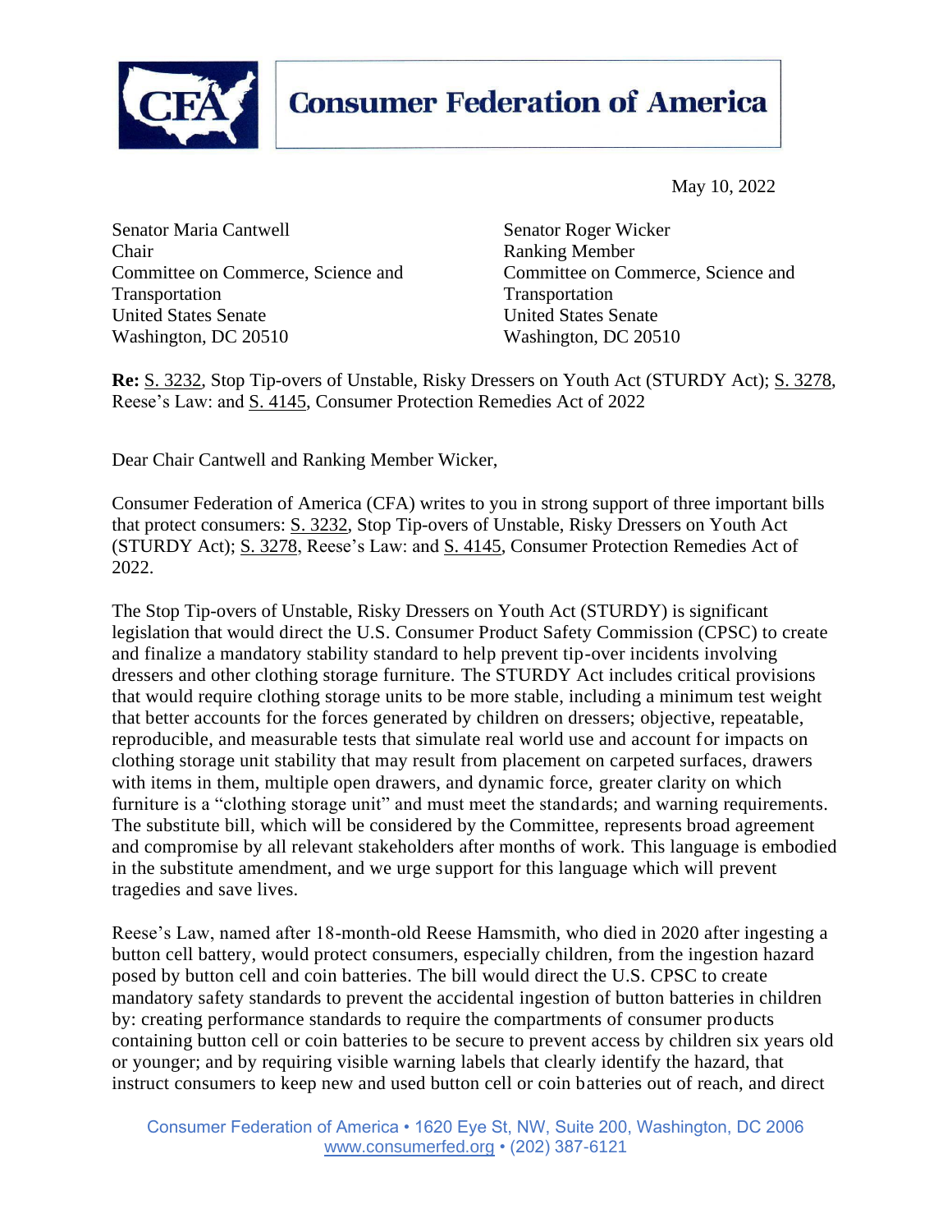**Consumer Federation of America**

May 10, 2022

Senator Maria Cantwell
Chair
Committee on Commerce, Science and Transportation
United States Senate
Washington, DC 20510

Senator Roger Wicker
Ranking Member
Committee on Commerce, Science and Transportation
United States Senate
Washington, DC 20510

**Re:** S. 3232, Stop Tip-overs of Unstable, Risky Dressers on Youth Act (STURDY Act); S. 3278, Reese's Law: and S. 4145, Consumer Protection Remedies Act of 2022

Dear Chair Cantwell and Ranking Member Wicker,

Consumer Federation of America (CFA) writes to you in strong support of three important bills that protect consumers: S. 3232, Stop Tip-overs of Unstable, Risky Dressers on Youth Act (STURDY Act); S. 3278, Reese's Law: and S. 4145, Consumer Protection Remedies Act of 2022.

The Stop Tip-overs of Unstable, Risky Dressers on Youth Act (STURDY) is significant legislation that would direct the U.S. Consumer Product Safety Commission (CPSC) to create and finalize a mandatory stability standard to help prevent tip-over incidents involving dressers and other clothing storage furniture. The STURDY Act includes critical provisions that would require clothing storage units to be more stable, including a minimum test weight that better accounts for the forces generated by children on dressers; objective, repeatable, reproducible, and measurable tests that simulate real world use and account for impacts on clothing storage unit stability that may result from placement on carpeted surfaces, drawers with items in them, multiple open drawers, and dynamic force, greater clarity on which furniture is a "clothing storage unit" and must meet the standards; and warning requirements. The substitute bill, which will be considered by the Committee, represents broad agreement and compromise by all relevant stakeholders after months of work. This language is embodied in the substitute amendment, and we urge support for this language which will prevent tragedies and save lives.

Reese's Law, named after 18-month-old Reese Hamsmith, who died in 2020 after ingesting a button cell battery, would protect consumers, especially children, from the ingestion hazard posed by button cell and coin batteries. The bill would direct the U.S. CPSC to create mandatory safety standards to prevent the accidental ingestion of button batteries in children by: creating performance standards to require the compartments of consumer products containing button cell or coin batteries to be secure to prevent access by children six years old or younger; and by requiring visible warning labels that clearly identify the hazard, that instruct consumers to keep new and used button cell or coin batteries out of reach, and direct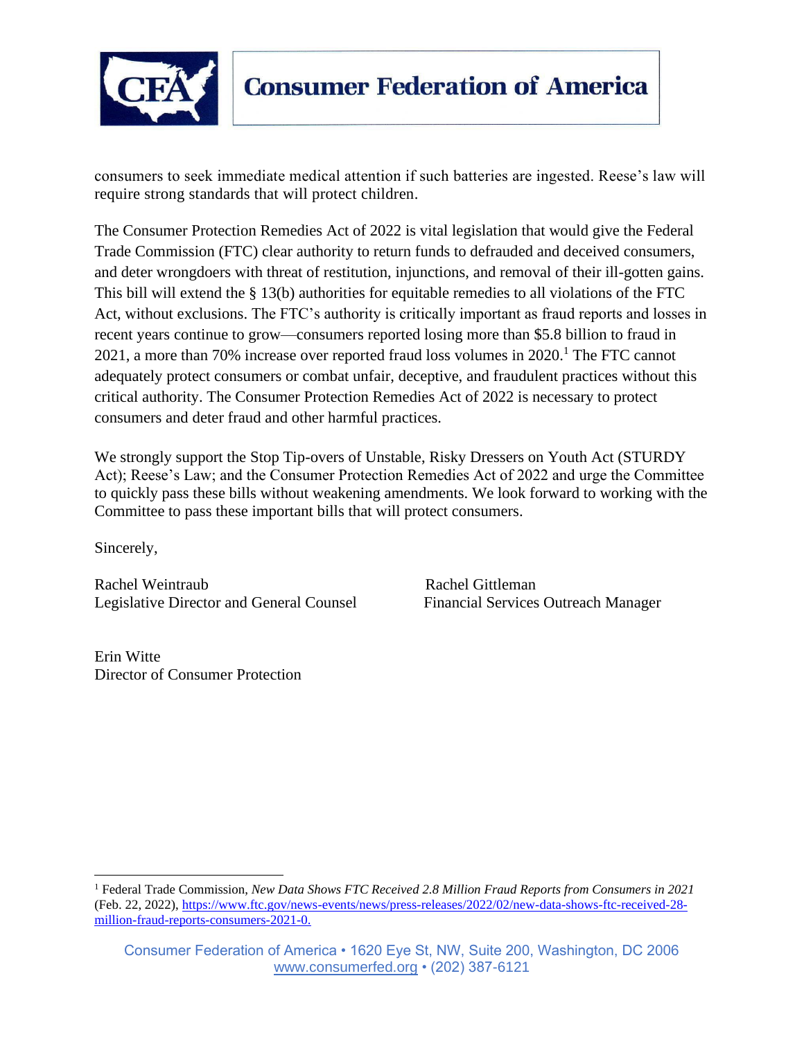consumers to seek immediate medical attention if such batteries are ingested. Reese's law will require strong standards that will protect children.

The Consumer Protection Remedies Act of 2022 is vital legislation that would give the Federal Trade Commission (FTC) clear authority to return funds to defrauded and deceived consumers, and deter wrongdoers with threat of restitution, injunctions, and removal of their ill-gotten gains. This bill will extend the § 13(b) authorities for equitable remedies to all violations of the FTC Act, without exclusions. The FTC's authority is critically important as fraud reports and losses in recent years continue to grow—consumers reported losing more than $5.8 billion to fraud in 2021, a more than 70% increase over reported fraud loss volumes in 2020.[1] The FTC cannot adequately protect consumers or combat unfair, deceptive, and fraudulent practices without this critical authority. The Consumer Protection Remedies Act of 2022 is necessary to protect consumers and deter fraud and other harmful practices.

We strongly support the Stop Tip-overs of Unstable, Risky Dressers on Youth Act (STURDY Act); Reese's Law; and the Consumer Protection Remedies Act of 2022 and urge the Committee to quickly pass these bills without weakening amendments. We look forward to working with the Committee to pass these important bills that will protect consumers.

Sincerely,

Rachel Weintraub
Legislative Director and General Counsel

Rachel Gittleman
Financial Services Outreach Manager

Erin Witte
Director of Consumer Protection

---

[1] Federal Trade Commission, *New Data Shows FTC Received 2.8 Million Fraud Reports from Consumers in 2021* (Feb. 22, 2022), https://www.ftc.gov/news-events/news/press-releases/2022/02/new-data-shows-ftc-received-28-million-fraud-reports-consumers-2021-0.